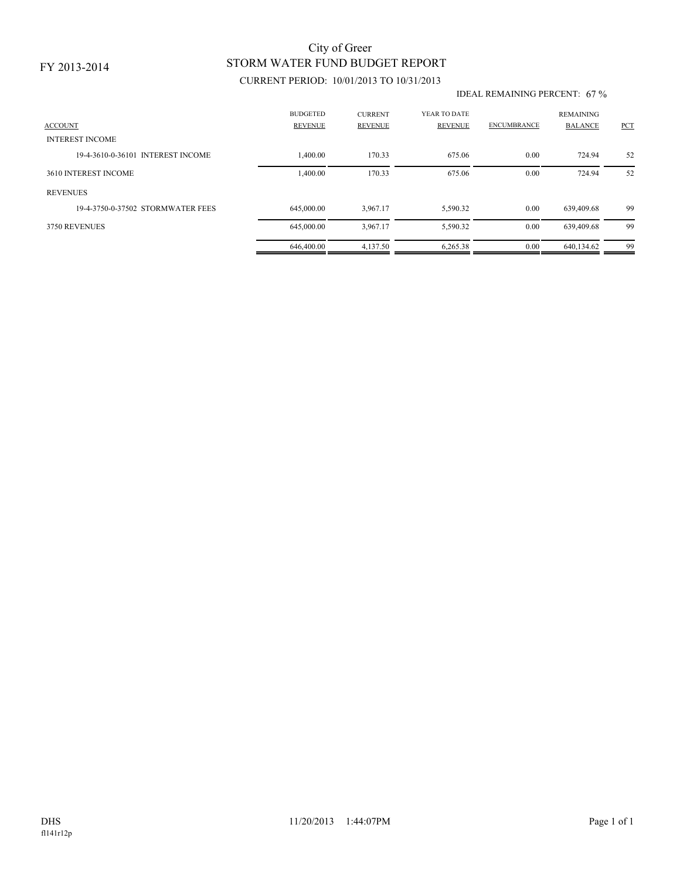FY 2013-2014

# City of Greer
## STORM WATER FUND BUDGET REPORT

CURRENT PERIOD: 10/01/2013 TO 10/31/2013

IDEAL REMAINING PERCENT: 67 %

| ACCOUNT | BUDGETED REVENUE | CURRENT REVENUE | YEAR TO DATE REVENUE | ENCUMBRANCE | REMAINING BALANCE | PCT |
|---|---|---|---|---|---|---|
| INTEREST INCOME | | | | | | |
| 19-4-3610-0-36101 INTEREST INCOME | 1,400.00 | 170.33 | 675.06 | 0.00 | 724.94 | 52 |
| 3610 INTEREST INCOME | 1,400.00 | 170.33 | 675.06 | 0.00 | 724.94 | 52 |
| REVENUES | | | | | | |
| 19-4-3750-0-37502 STORMWATER FEES | 645,000.00 | 3,967.17 | 5,590.32 | 0.00 | 639,409.68 | 99 |
| 3750 REVENUES | 645,000.00 | 3,967.17 | 5,590.32 | 0.00 | 639,409.68 | 99 |
| | 646,400.00 | 4,137.50 | 6,265.38 | 0.00 | 640,134.62 | 99 |

DHS 11/20/2013 1:44:07PM

fl141r12p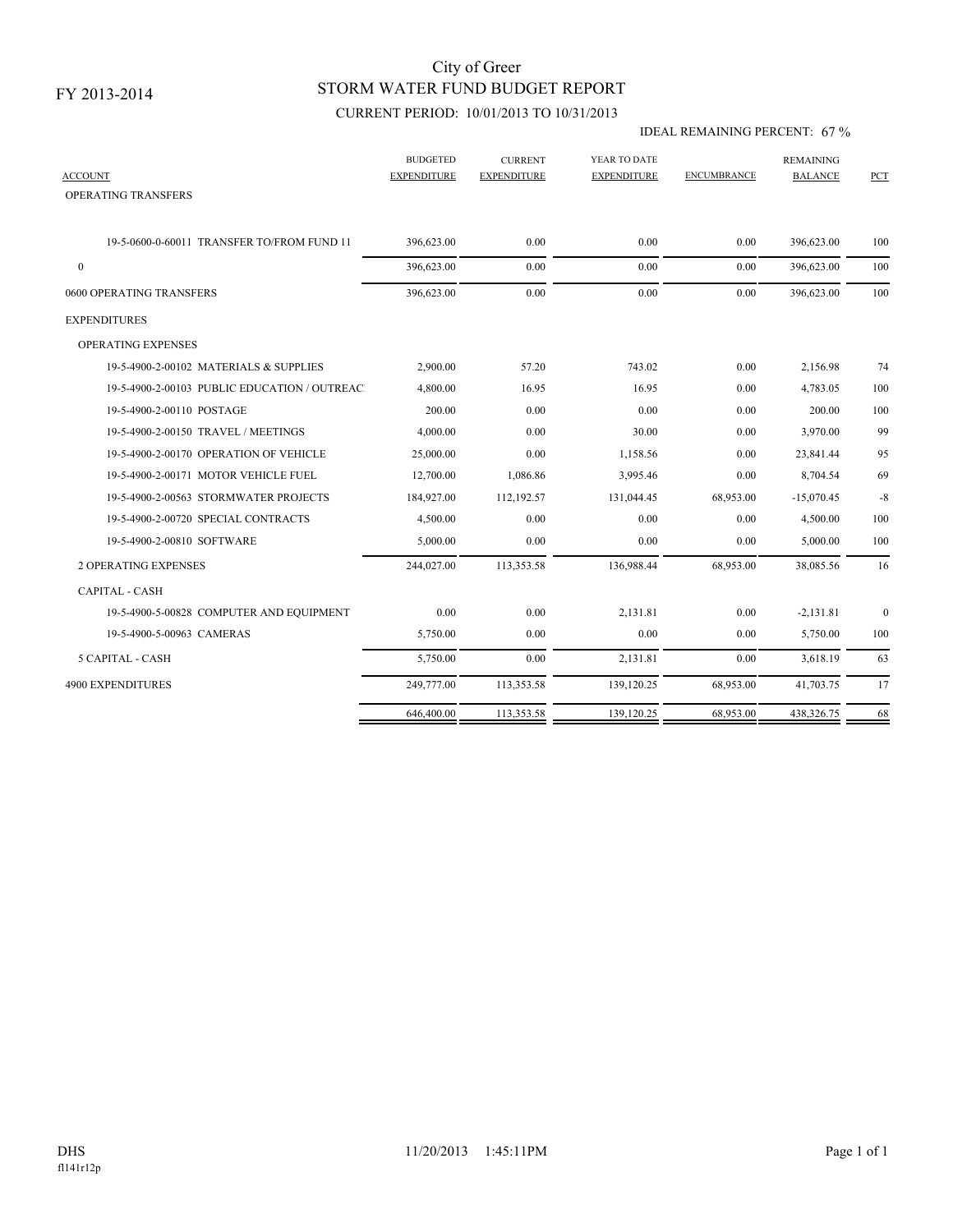FY 2013-2014

# City of Greer
## STORM WATER FUND BUDGET REPORT
### CURRENT PERIOD: 10/01/2013 TO 10/31/2013

IDEAL REMAINING PERCENT: 67 %

| ACCOUNT | BUDGETED EXPENDITURE | CURRENT EXPENDITURE | YEAR TO DATE EXPENDITURE | ENCUMBRANCE | REMAINING BALANCE | PCT |
|---|---|---|---|---|---|---|
| OPERATING TRANSFERS | | | | | | |
| 19-5-0600-0-60011 TRANSFER TO/FROM FUND 11 | 396,623.00 | 0.00 | 0.00 | 0.00 | 396,623.00 | 100 |
| 0 | 396,623.00 | 0.00 | 0.00 | 0.00 | 396,623.00 | 100 |
| 0600 OPERATING TRANSFERS | 396,623.00 | 0.00 | 0.00 | 0.00 | 396,623.00 | 100 |
| EXPENDITURES | | | | | | |
| OPERATING EXPENSES | | | | | | |
| 19-5-4900-2-00102 MATERIALS & SUPPLIES | 2,900.00 | 57.20 | 743.02 | 0.00 | 2,156.98 | 74 |
| 19-5-4900-2-00103 PUBLIC EDUCATION / OUTREAC | 4,800.00 | 16.95 | 16.95 | 0.00 | 4,783.05 | 100 |
| 19-5-4900-2-00110 POSTAGE | 200.00 | 0.00 | 0.00 | 0.00 | 200.00 | 100 |
| 19-5-4900-2-00150 TRAVEL / MEETINGS | 4,000.00 | 0.00 | 30.00 | 0.00 | 3,970.00 | 99 |
| 19-5-4900-2-00170 OPERATION OF VEHICLE | 25,000.00 | 0.00 | 1,158.56 | 0.00 | 23,841.44 | 95 |
| 19-5-4900-2-00171 MOTOR VEHICLE FUEL | 12,700.00 | 1,086.86 | 3,995.46 | 0.00 | 8,704.54 | 69 |
| 19-5-4900-2-00563 STORMWATER PROJECTS | 184,927.00 | 112,192.57 | 131,044.45 | 68,953.00 | -15,070.45 | -8 |
| 19-5-4900-2-00720 SPECIAL CONTRACTS | 4,500.00 | 0.00 | 0.00 | 0.00 | 4,500.00 | 100 |
| 19-5-4900-2-00810 SOFTWARE | 5,000.00 | 0.00 | 0.00 | 0.00 | 5,000.00 | 100 |
| 2 OPERATING EXPENSES | 244,027.00 | 113,353.58 | 136,988.44 | 68,953.00 | 38,085.56 | 16 |
| CAPITAL - CASH | | | | | | |
| 19-5-4900-5-00828 COMPUTER AND EQUIPMENT | 0.00 | 0.00 | 2,131.81 | 0.00 | -2,131.81 | 0 |
| 19-5-4900-5-00963 CAMERAS | 5,750.00 | 0.00 | 0.00 | 0.00 | 5,750.00 | 100 |
| 5 CAPITAL - CASH | 5,750.00 | 0.00 | 2,131.81 | 0.00 | 3,618.19 | 63 |
| 4900 EXPENDITURES | 249,777.00 | 113,353.58 | 139,120.25 | 68,953.00 | 41,703.75 | 17 |
| | 646,400.00 | 113,353.58 | 139,120.25 | 68,953.00 | 438,326.75 | 68 |

DHS 11/20/2013 1:45:11PM
fl141r12p